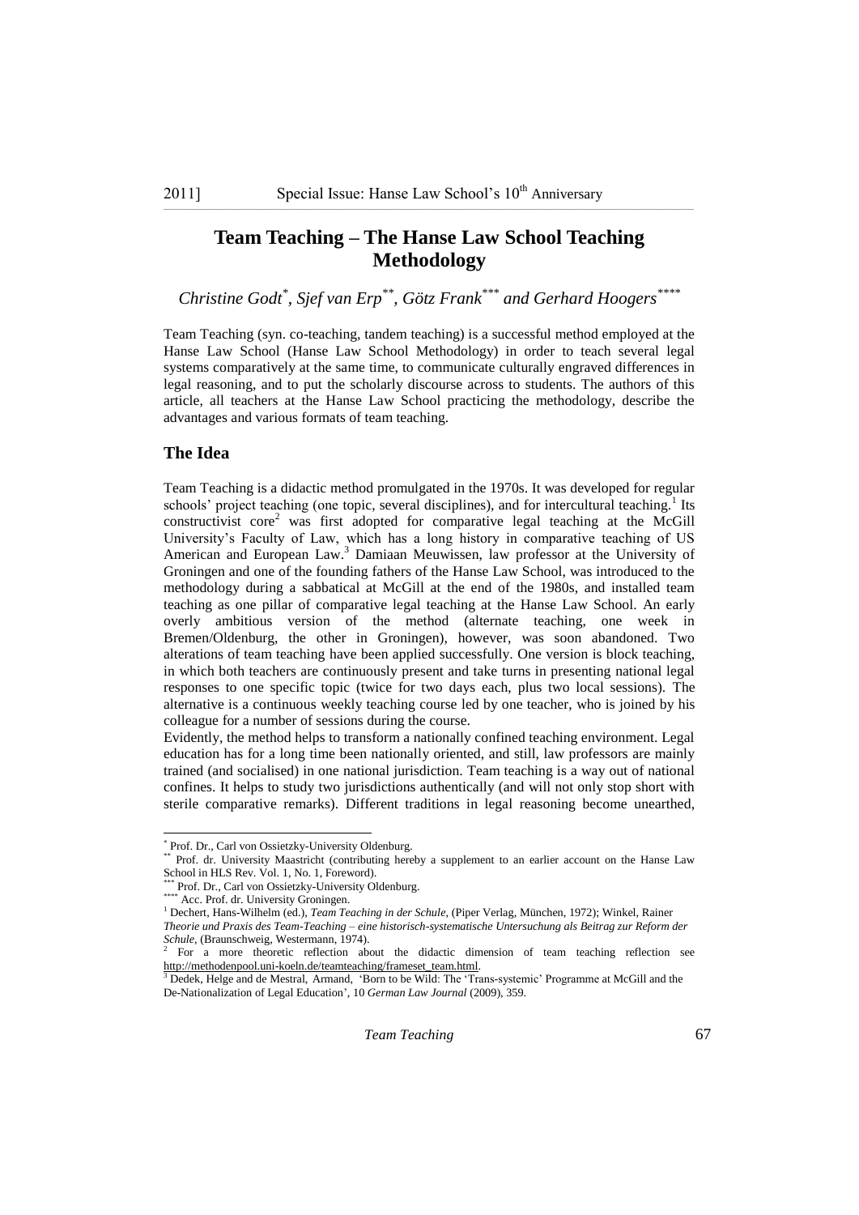# Team Teaching – The Hanse Law School Teaching Methodology

*Christine Godt*[*], *Sjef van Erp*[**], *Götz Frank*[***] *and Gerhard Hoogers*[****]

Team Teaching (syn. co-teaching, tandem teaching) is a successful method employed at the Hanse Law School (Hanse Law School Methodology) in order to teach several legal systems comparatively at the same time, to communicate culturally engraved differences in legal reasoning, and to put the scholarly discourse across to students. The authors of this article, all teachers at the Hanse Law School practicing the methodology, describe the advantages and various formats of team teaching.

## The Idea

Team Teaching is a didactic method promulgated in the 1970s. It was developed for regular schools' project teaching (one topic, several disciplines), and for intercultural teaching.[1] Its constructivist core[2] was first adopted for comparative legal teaching at the McGill University's Faculty of Law, which has a long history in comparative teaching of US American and European Law.[3] Damiaan Meuwissen, law professor at the University of Groningen and one of the founding fathers of the Hanse Law School, was introduced to the methodology during a sabbatical at McGill at the end of the 1980s, and installed team teaching as one pillar of comparative legal teaching at the Hanse Law School. An early overly ambitious version of the method (alternate teaching, one week in Bremen/Oldenburg, the other in Groningen), however, was soon abandoned. Two alterations of team teaching have been applied successfully. One version is block teaching, in which both teachers are continuously present and take turns in presenting national legal responses to one specific topic (twice for two days each, plus two local sessions). The alternative is a continuous weekly teaching course led by one teacher, who is joined by his colleague for a number of sessions during the course.

Evidently, the method helps to transform a nationally confined teaching environment. Legal education has for a long time been nationally oriented, and still, law professors are mainly trained (and socialised) in one national jurisdiction. Team teaching is a way out of national confines. It helps to study two jurisdictions authentically (and will not only stop short with sterile comparative remarks). Different traditions in legal reasoning become unearthed,

---

[*] Prof. Dr., Carl von Ossietzky-University Oldenburg.

[**] Prof. dr. University Maastricht (contributing hereby a supplement to an earlier account on the Hanse Law School in HLS Rev. Vol. 1, No. 1, Foreword).

[***] Prof. Dr., Carl von Ossietzky-University Oldenburg.

[****] Acc. Prof. dr. University Groningen.

[1] Dechert, Hans-Wilhelm (ed.), *Team Teaching in der Schule*, (Piper Verlag, München, 1972); Winkel, Rainer *Theorie und Praxis des Team-Teaching – eine historisch-systematische Untersuchung als Beitrag zur Reform der Schule*, (Braunschweig, Westermann, 1974).

[2] For a more theoretic reflection about the didactic dimension of team teaching reflection see http://methodenpool.uni-koeln.de/teamteaching/frameset_team.html.

[3] Dedek, Helge and de Mestral, Armand, 'Born to be Wild: The 'Trans-systemic' Programme at McGill and the De-Nationalization of Legal Education', 10 *German Law Journal* (2009), 359.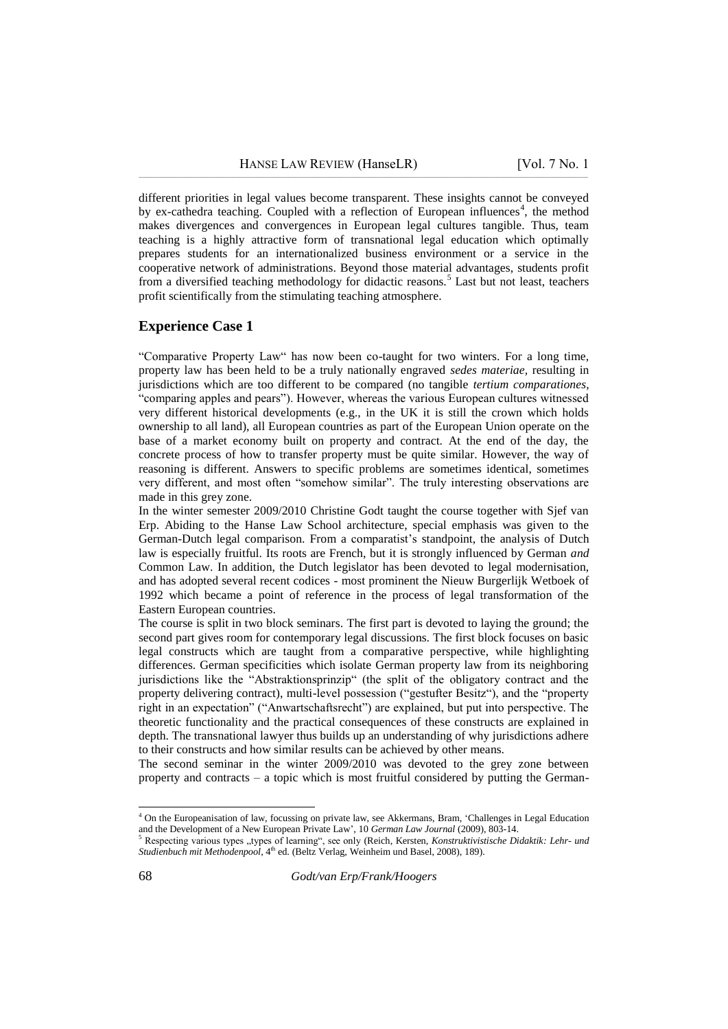different priorities in legal values become transparent. These insights cannot be conveyed by ex-cathedra teaching. Coupled with a reflection of European influences[4], the method makes divergences and convergences in European legal cultures tangible. Thus, team teaching is a highly attractive form of transnational legal education which optimally prepares students for an internationalized business environment or a service in the cooperative network of administrations. Beyond those material advantages, students profit from a diversified teaching methodology for didactic reasons.[5] Last but not least, teachers profit scientifically from the stimulating teaching atmosphere.

## Experience Case 1

"Comparative Property Law" has now been co-taught for two winters. For a long time, property law has been held to be a truly nationally engraved *sedes materiae*, resulting in jurisdictions which are too different to be compared (no tangible *tertium comparationes*, "comparing apples and pears"). However, whereas the various European cultures witnessed very different historical developments (e.g., in the UK it is still the crown which holds ownership to all land), all European countries as part of the European Union operate on the base of a market economy built on property and contract. At the end of the day, the concrete process of how to transfer property must be quite similar. However, the way of reasoning is different. Answers to specific problems are sometimes identical, sometimes very different, and most often "somehow similar". The truly interesting observations are made in this grey zone.

In the winter semester 2009/2010 Christine Godt taught the course together with Sjef van Erp. Abiding to the Hanse Law School architecture, special emphasis was given to the German-Dutch legal comparison. From a comparatist's standpoint, the analysis of Dutch law is especially fruitful. Its roots are French, but it is strongly influenced by German *and* Common Law. In addition, the Dutch legislator has been devoted to legal modernisation, and has adopted several recent codices - most prominent the Nieuw Burgerlijk Wetboek of 1992 which became a point of reference in the process of legal transformation of the Eastern European countries.

The course is split in two block seminars. The first part is devoted to laying the ground; the second part gives room for contemporary legal discussions. The first block focuses on basic legal constructs which are taught from a comparative perspective, while highlighting differences. German specificities which isolate German property law from its neighboring jurisdictions like the "Abstraktionsprinzip" (the split of the obligatory contract and the property delivering contract), multi-level possession ("gestufter Besitz"), and the "property right in an expectation" ("Anwartschaftsrecht") are explained, but put into perspective. The theoretic functionality and the practical consequences of these constructs are explained in depth. The transnational lawyer thus builds up an understanding of why jurisdictions adhere to their constructs and how similar results can be achieved by other means.

The second seminar in the winter 2009/2010 was devoted to the grey zone between property and contracts – a topic which is most fruitful considered by putting the German-

---

[4] On the Europeanisation of law, focussing on private law, see Akkermans, Bram, 'Challenges in Legal Education and the Development of a New European Private Law', 10 *German Law Journal* (2009), 803-14.

[5] Respecting various types „types of learning", see only (Reich, Kersten, *Konstruktivistische Didaktik: Lehr- und Studienbuch mit Methodenpool*, 4th ed. (Beltz Verlag, Weinheim und Basel, 2008), 189).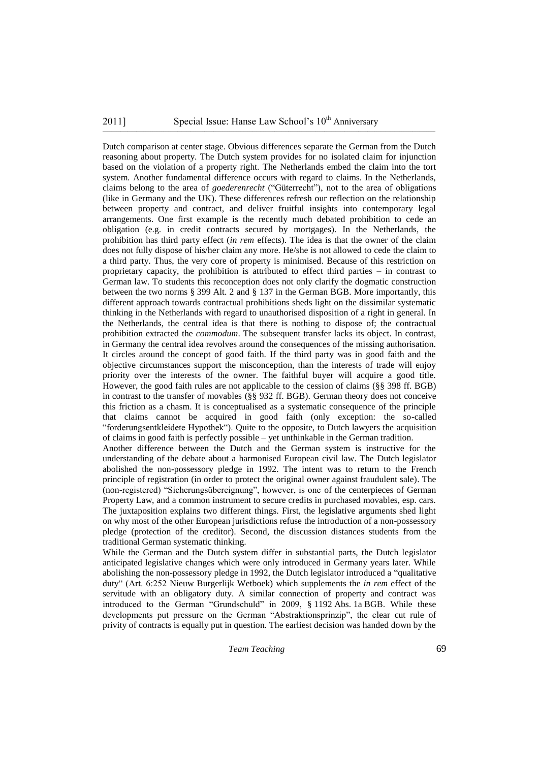Dutch comparison at center stage. Obvious differences separate the German from the Dutch reasoning about property. The Dutch system provides for no isolated claim for injunction based on the violation of a property right. The Netherlands embed the claim into the tort system. Another fundamental difference occurs with regard to claims. In the Netherlands, claims belong to the area of *goederenrecht* ("Güterrecht"), not to the area of obligations (like in Germany and the UK). These differences refresh our reflection on the relationship between property and contract, and deliver fruitful insights into contemporary legal arrangements. One first example is the recently much debated prohibition to cede an obligation (e.g. in credit contracts secured by mortgages). In the Netherlands, the prohibition has third party effect (*in rem* effects). The idea is that the owner of the claim does not fully dispose of his/her claim any more. He/she is not allowed to cede the claim to a third party. Thus, the very core of property is minimised. Because of this restriction on proprietary capacity, the prohibition is attributed to effect third parties – in contrast to German law. To students this reconception does not only clarify the dogmatic construction between the two norms § 399 Alt. 2 and § 137 in the German BGB. More importantly, this different approach towards contractual prohibitions sheds light on the dissimilar systematic thinking in the Netherlands with regard to unauthorised disposition of a right in general. In the Netherlands, the central idea is that there is nothing to dispose of; the contractual prohibition extracted the *commodum*. The subsequent transfer lacks its object. In contrast, in Germany the central idea revolves around the consequences of the missing authorisation. It circles around the concept of good faith. If the third party was in good faith and the objective circumstances support the misconception, than the interests of trade will enjoy priority over the interests of the owner. The faithful buyer will acquire a good title. However, the good faith rules are not applicable to the cession of claims (§§ 398 ff. BGB) in contrast to the transfer of movables (§§ 932 ff. BGB). German theory does not conceive this friction as a chasm. It is conceptualised as a systematic consequence of the principle that claims cannot be acquired in good faith (only exception: the so-called "forderungsentkleidete Hypothek"). Quite to the opposite, to Dutch lawyers the acquisition of claims in good faith is perfectly possible – yet unthinkable in the German tradition.

Another difference between the Dutch and the German system is instructive for the understanding of the debate about a harmonised European civil law. The Dutch legislator abolished the non-possessory pledge in 1992. The intent was to return to the French principle of registration (in order to protect the original owner against fraudulent sale). The (non-registered) "Sicherungsübereignung", however, is one of the centerpieces of German Property Law, and a common instrument to secure credits in purchased movables, esp. cars. The juxtaposition explains two different things. First, the legislative arguments shed light on why most of the other European jurisdictions refuse the introduction of a non-possessory pledge (protection of the creditor). Second, the discussion distances students from the traditional German systematic thinking.

While the German and the Dutch system differ in substantial parts, the Dutch legislator anticipated legislative changes which were only introduced in Germany years later. While abolishing the non-possessory pledge in 1992, the Dutch legislator introduced a "qualitative duty" (Art. 6:252 Nieuw Burgerlijk Wetboek) which supplements the *in rem* effect of the servitude with an obligatory duty. A similar connection of property and contract was introduced to the German "Grundschuld" in 2009, § 1192 Abs. 1a BGB. While these developments put pressure on the German "Abstraktionsprinzip", the clear cut rule of privity of contracts is equally put in question. The earliest decision was handed down by the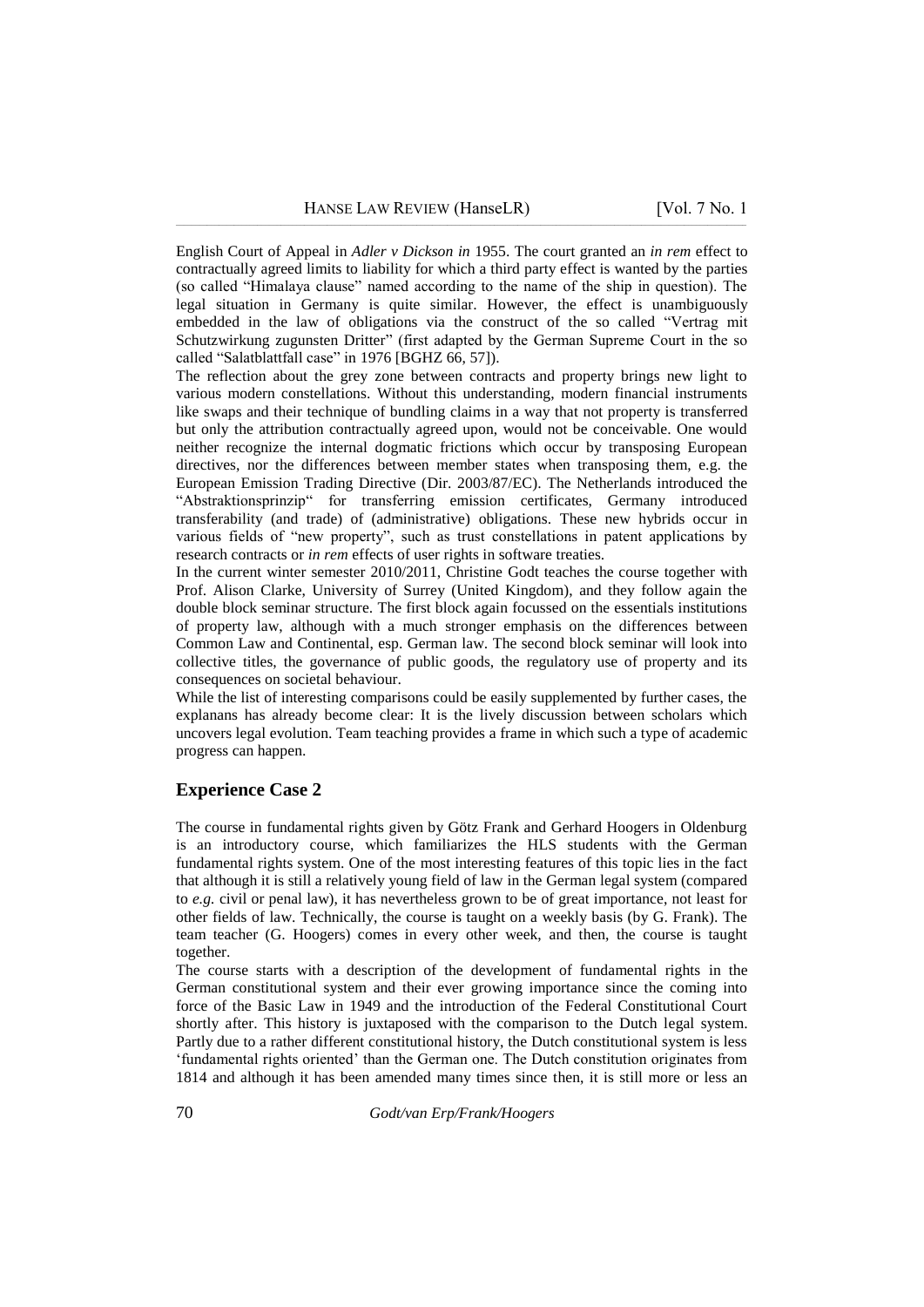English Court of Appeal in *Adler v Dickson in* 1955. The court granted an *in rem* effect to contractually agreed limits to liability for which a third party effect is wanted by the parties (so called "Himalaya clause" named according to the name of the ship in question). The legal situation in Germany is quite similar. However, the effect is unambiguously embedded in the law of obligations via the construct of the so called "Vertrag mit Schutzwirkung zugunsten Dritter" (first adapted by the German Supreme Court in the so called "Salatblattfall case" in 1976 [BGHZ 66, 57]).

The reflection about the grey zone between contracts and property brings new light to various modern constellations. Without this understanding, modern financial instruments like swaps and their technique of bundling claims in a way that not property is transferred but only the attribution contractually agreed upon, would not be conceivable. One would neither recognize the internal dogmatic frictions which occur by transposing European directives, nor the differences between member states when transposing them, e.g. the European Emission Trading Directive (Dir. 2003/87/EC). The Netherlands introduced the "Abstraktionsprinzip" for transferring emission certificates, Germany introduced transferability (and trade) of (administrative) obligations. These new hybrids occur in various fields of "new property", such as trust constellations in patent applications by research contracts or *in rem* effects of user rights in software treaties.

In the current winter semester 2010/2011, Christine Godt teaches the course together with Prof. Alison Clarke, University of Surrey (United Kingdom), and they follow again the double block seminar structure. The first block again focussed on the essentials institutions of property law, although with a much stronger emphasis on the differences between Common Law and Continental, esp. German law. The second block seminar will look into collective titles, the governance of public goods, the regulatory use of property and its consequences on societal behaviour.

While the list of interesting comparisons could be easily supplemented by further cases, the explanans has already become clear: It is the lively discussion between scholars which uncovers legal evolution. Team teaching provides a frame in which such a type of academic progress can happen.

## Experience Case 2

The course in fundamental rights given by Götz Frank and Gerhard Hoogers in Oldenburg is an introductory course, which familiarizes the HLS students with the German fundamental rights system. One of the most interesting features of this topic lies in the fact that although it is still a relatively young field of law in the German legal system (compared to *e.g.* civil or penal law), it has nevertheless grown to be of great importance, not least for other fields of law. Technically, the course is taught on a weekly basis (by G. Frank). The team teacher (G. Hoogers) comes in every other week, and then, the course is taught together.

The course starts with a description of the development of fundamental rights in the German constitutional system and their ever growing importance since the coming into force of the Basic Law in 1949 and the introduction of the Federal Constitutional Court shortly after. This history is juxtaposed with the comparison to the Dutch legal system. Partly due to a rather different constitutional history, the Dutch constitutional system is less 'fundamental rights oriented' than the German one. The Dutch constitution originates from 1814 and although it has been amended many times since then, it is still more or less an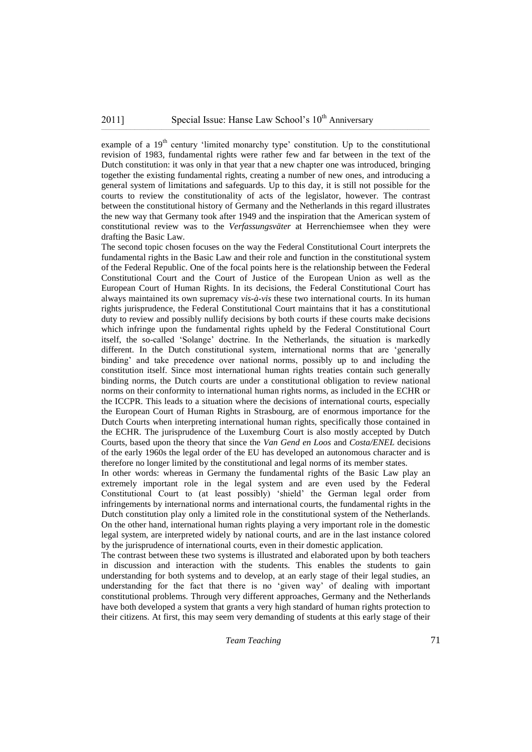example of a 19th century 'limited monarchy type' constitution. Up to the constitutional revision of 1983, fundamental rights were rather few and far between in the text of the Dutch constitution: it was only in that year that a new chapter one was introduced, bringing together the existing fundamental rights, creating a number of new ones, and introducing a general system of limitations and safeguards. Up to this day, it is still not possible for the courts to review the constitutionality of acts of the legislator, however. The contrast between the constitutional history of Germany and the Netherlands in this regard illustrates the new way that Germany took after 1949 and the inspiration that the American system of constitutional review was to the *Verfassungsväter* at Herrenchiemsee when they were drafting the Basic Law.

The second topic chosen focuses on the way the Federal Constitutional Court interprets the fundamental rights in the Basic Law and their role and function in the constitutional system of the Federal Republic. One of the focal points here is the relationship between the Federal Constitutional Court and the Court of Justice of the European Union as well as the European Court of Human Rights. In its decisions, the Federal Constitutional Court has always maintained its own supremacy *vis-à-vis* these two international courts. In its human rights jurisprudence, the Federal Constitutional Court maintains that it has a constitutional duty to review and possibly nullify decisions by both courts if these courts make decisions which infringe upon the fundamental rights upheld by the Federal Constitutional Court itself, the so-called 'Solange' doctrine. In the Netherlands, the situation is markedly different. In the Dutch constitutional system, international norms that are 'generally binding' and take precedence over national norms, possibly up to and including the constitution itself. Since most international human rights treaties contain such generally binding norms, the Dutch courts are under a constitutional obligation to review national norms on their conformity to international human rights norms, as included in the ECHR or the ICCPR. This leads to a situation where the decisions of international courts, especially the European Court of Human Rights in Strasbourg, are of enormous importance for the Dutch Courts when interpreting international human rights, specifically those contained in the ECHR. The jurisprudence of the Luxemburg Court is also mostly accepted by Dutch Courts, based upon the theory that since the *Van Gend en Loos* and *Costa/ENEL* decisions of the early 1960s the legal order of the EU has developed an autonomous character and is therefore no longer limited by the constitutional and legal norms of its member states.

In other words: whereas in Germany the fundamental rights of the Basic Law play an extremely important role in the legal system and are even used by the Federal Constitutional Court to (at least possibly) 'shield' the German legal order from infringements by international norms and international courts, the fundamental rights in the Dutch constitution play only a limited role in the constitutional system of the Netherlands. On the other hand, international human rights playing a very important role in the domestic legal system, are interpreted widely by national courts, and are in the last instance colored by the jurisprudence of international courts, even in their domestic application.

The contrast between these two systems is illustrated and elaborated upon by both teachers in discussion and interaction with the students. This enables the students to gain understanding for both systems and to develop, at an early stage of their legal studies, an understanding for the fact that there is no 'given way' of dealing with important constitutional problems. Through very different approaches, Germany and the Netherlands have both developed a system that grants a very high standard of human rights protection to their citizens. At first, this may seem very demanding of students at this early stage of their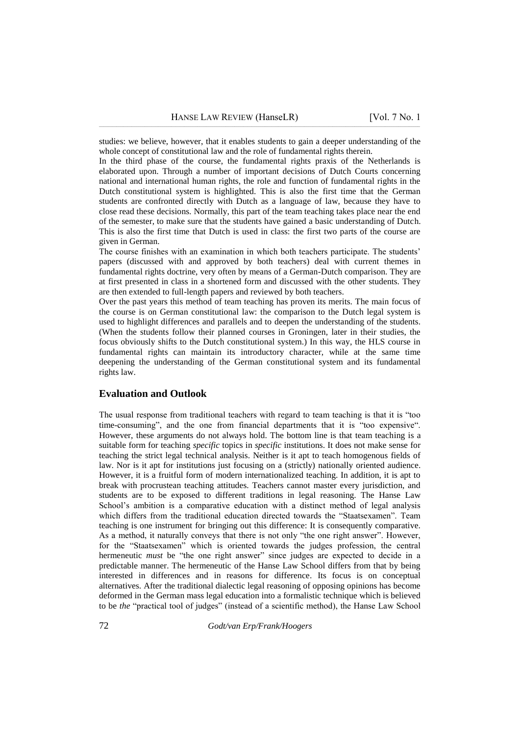studies: we believe, however, that it enables students to gain a deeper understanding of the whole concept of constitutional law and the role of fundamental rights therein.

In the third phase of the course, the fundamental rights praxis of the Netherlands is elaborated upon. Through a number of important decisions of Dutch Courts concerning national and international human rights, the role and function of fundamental rights in the Dutch constitutional system is highlighted. This is also the first time that the German students are confronted directly with Dutch as a language of law, because they have to close read these decisions. Normally, this part of the team teaching takes place near the end of the semester, to make sure that the students have gained a basic understanding of Dutch. This is also the first time that Dutch is used in class: the first two parts of the course are given in German.

The course finishes with an examination in which both teachers participate. The students' papers (discussed with and approved by both teachers) deal with current themes in fundamental rights doctrine, very often by means of a German-Dutch comparison. They are at first presented in class in a shortened form and discussed with the other students. They are then extended to full-length papers and reviewed by both teachers.

Over the past years this method of team teaching has proven its merits. The main focus of the course is on German constitutional law: the comparison to the Dutch legal system is used to highlight differences and parallels and to deepen the understanding of the students. (When the students follow their planned courses in Groningen, later in their studies, the focus obviously shifts to the Dutch constitutional system.) In this way, the HLS course in fundamental rights can maintain its introductory character, while at the same time deepening the understanding of the German constitutional system and its fundamental rights law.

## Evaluation and Outlook

The usual response from traditional teachers with regard to team teaching is that it is "too time-consuming", and the one from financial departments that it is "too expensive". However, these arguments do not always hold. The bottom line is that team teaching is a suitable form for teaching *specific* topics in *specific* institutions. It does not make sense for teaching the strict legal technical analysis. Neither is it apt to teach homogenous fields of law. Nor is it apt for institutions just focusing on a (strictly) nationally oriented audience. However, it is a fruitful form of modern internationalized teaching. In addition, it is apt to break with procrustean teaching attitudes. Teachers cannot master every jurisdiction, and students are to be exposed to different traditions in legal reasoning. The Hanse Law School's ambition is a comparative education with a distinct method of legal analysis which differs from the traditional education directed towards the "Staatsexamen". Team teaching is one instrument for bringing out this difference: It is consequently comparative. As a method, it naturally conveys that there is not only "the one right answer". However, for the "Staatsexamen" which is oriented towards the judges profession, the central hermeneutic *must* be "the one right answer" since judges are expected to decide in a predictable manner. The hermeneutic of the Hanse Law School differs from that by being interested in differences and in reasons for difference. Its focus is on conceptual alternatives. After the traditional dialectic legal reasoning of opposing opinions has become deformed in the German mass legal education into a formalistic technique which is believed to be *the* "practical tool of judges" (instead of a scientific method), the Hanse Law School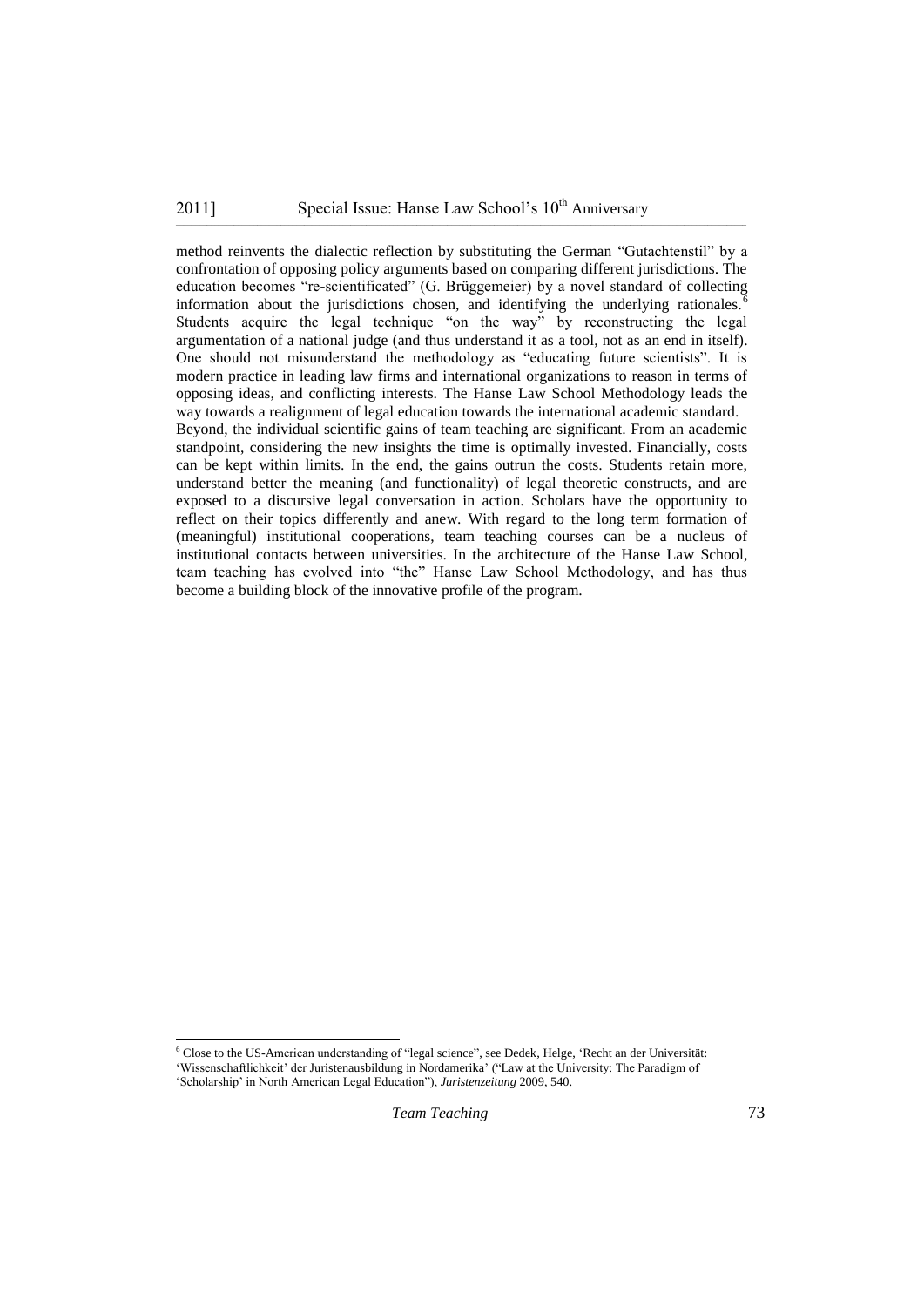method reinvents the dialectic reflection by substituting the German "Gutachtenstil" by a confrontation of opposing policy arguments based on comparing different jurisdictions. The education becomes "re-scientificated" (G. Brüggemeier) by a novel standard of collecting information about the jurisdictions chosen, and identifying the underlying rationales.[6] Students acquire the legal technique "on the way" by reconstructing the legal argumentation of a national judge (and thus understand it as a tool, not as an end in itself). One should not misunderstand the methodology as "educating future scientists". It is modern practice in leading law firms and international organizations to reason in terms of opposing ideas, and conflicting interests. The Hanse Law School Methodology leads the way towards a realignment of legal education towards the international academic standard.

Beyond, the individual scientific gains of team teaching are significant. From an academic standpoint, considering the new insights the time is optimally invested. Financially, costs can be kept within limits. In the end, the gains outrun the costs. Students retain more, understand better the meaning (and functionality) of legal theoretic constructs, and are exposed to a discursive legal conversation in action. Scholars have the opportunity to reflect on their topics differently and anew. With regard to the long term formation of (meaningful) institutional cooperations, team teaching courses can be a nucleus of institutional contacts between universities. In the architecture of the Hanse Law School, team teaching has evolved into "the" Hanse Law School Methodology, and has thus become a building block of the innovative profile of the program.

---

[6] Close to the US-American understanding of "legal science", see Dedek, Helge, 'Recht an der Universität: 'Wissenschaftlichkeit' der Juristenausbildung in Nordamerika' ("Law at the University: The Paradigm of 'Scholarship' in North American Legal Education"), *Juristenzeitung* 2009, 540.